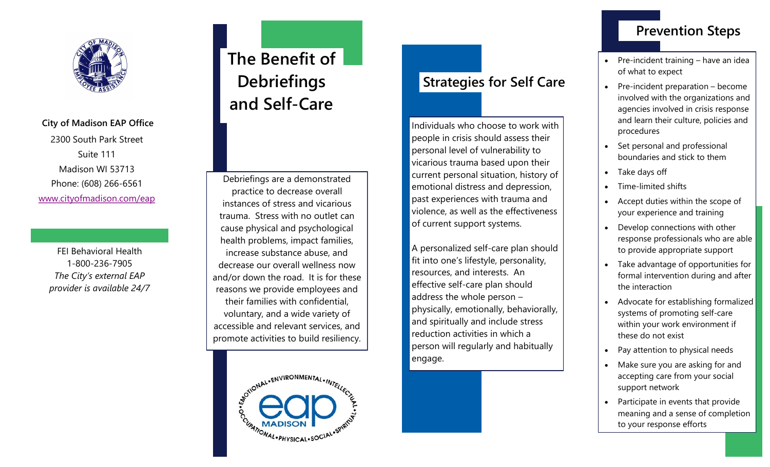**City of Madison EAP Office**

2300 South Park Street

Suite 111

Madison WI 53713

Phone: (608) 266-6561

www.cityofmadison.com/eap

FEI Behavioral Health

1-800-236-7905

*The City's external EAP provider is available 24/7*

# The Benefit of Debriefings and Self-Care

Debriefings are a demonstrated practice to decrease overall instances of stress and vicarious trauma. Stress with no outlet can cause physical and psychological health problems, impact families, increase substance abuse, and decrease our overall wellness now and/or down the road. It is for these reasons we provide employees and their families with confidential, voluntary, and a wide variety of accessible and relevant services, and promote activities to build resiliency.

## Strategies for Self Care

Individuals who choose to work with people in crisis should assess their personal level of vulnerability to vicarious trauma based upon their current personal situation, history of emotional distress and depression, past experiences with trauma and violence, as well as the effectiveness of current support systems.

A personalized self-care plan should fit into one's lifestyle, personality, resources, and interests. An effective self-care plan should address the whole person – physically, emotionally, behaviorally, and spiritually and include stress reduction activities in which a person will regularly and habitually engage.

## Prevention Steps

- Pre-incident training – have an idea of what to expect
- Pre-incident preparation – become involved with the organizations and agencies involved in crisis response and learn their culture, policies and procedures
- Set personal and professional boundaries and stick to them
- Take days off
- Time-limited shifts
- Accept duties within the scope of your experience and training
- Develop connections with other response professionals who are able to provide appropriate support
- Take advantage of opportunities for formal intervention during and after the interaction
- Advocate for establishing formalized systems of promoting self-care within your work environment if these do not exist
- Pay attention to physical needs
- Make sure you are asking for and accepting care from your social support network
- Participate in events that provide meaning and a sense of completion to your response efforts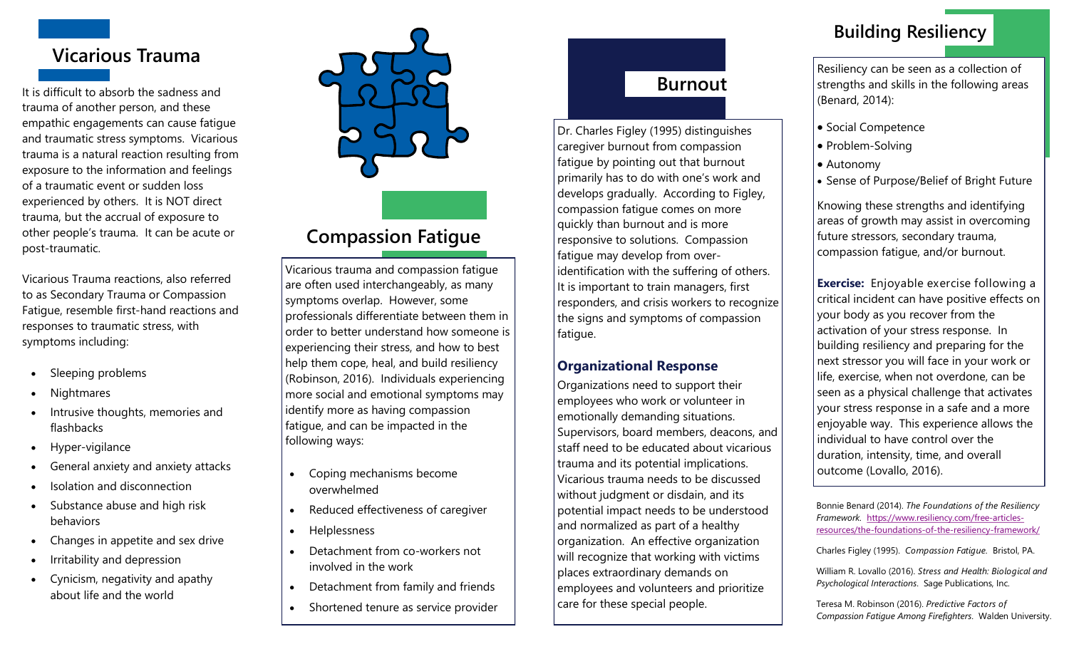## Vicarious Trauma

It is difficult to absorb the sadness and trauma of another person, and these empathic engagements can cause fatigue and traumatic stress symptoms. Vicarious trauma is a natural reaction resulting from exposure to the information and feelings of a traumatic event or sudden loss experienced by others. It is NOT direct trauma, but the accrual of exposure to other people's trauma. It can be acute or post-traumatic.

Vicarious Trauma reactions, also referred to as Secondary Trauma or Compassion Fatigue, resemble first-hand reactions and responses to traumatic stress, with symptoms including:

- Sleeping problems
- Nightmares
- Intrusive thoughts, memories and flashbacks
- Hyper-vigilance
- General anxiety and anxiety attacks
- Isolation and disconnection
- Substance abuse and high risk behaviors
- Changes in appetite and sex drive
- Irritability and depression
- Cynicism, negativity and apathy about life and the world

## Compassion Fatigue

Vicarious trauma and compassion fatigue are often used interchangeably, as many symptoms overlap. However, some professionals differentiate between them in order to better understand how someone is experiencing their stress, and how to best help them cope, heal, and build resiliency (Robinson, 2016). Individuals experiencing more social and emotional symptoms may identify more as having compassion fatigue, and can be impacted in the following ways:

- Coping mechanisms become overwhelmed
- Reduced effectiveness of caregiver
- Helplessness
- Detachment from co-workers not involved in the work
- Detachment from family and friends
- Shortened tenure as service provider

## Burnout

Dr. Charles Figley (1995) distinguishes caregiver burnout from compassion fatigue by pointing out that burnout primarily has to do with one's work and develops gradually. According to Figley, compassion fatigue comes on more quickly than burnout and is more responsive to solutions. Compassion fatigue may develop from over-identification with the suffering of others. It is important to train managers, first responders, and crisis workers to recognize the signs and symptoms of compassion fatigue.

### Organizational Response

Organizations need to support their employees who work or volunteer in emotionally demanding situations. Supervisors, board members, deacons, and staff need to be educated about vicarious trauma and its potential implications. Vicarious trauma needs to be discussed without judgment or disdain, and its potential impact needs to be understood and normalized as part of a healthy organization. An effective organization will recognize that working with victims places extraordinary demands on employees and volunteers and prioritize care for these special people.

## Building Resiliency

Resiliency can be seen as a collection of strengths and skills in the following areas (Benard, 2014):

- Social Competence
- Problem-Solving
- Autonomy
- Sense of Purpose/Belief of Bright Future

Knowing these strengths and identifying areas of growth may assist in overcoming future stressors, secondary trauma, compassion fatigue, and/or burnout.

**Exercise:** Enjoyable exercise following a critical incident can have positive effects on your body as you recover from the activation of your stress response. In building resiliency and preparing for the next stressor you will face in your work or life, exercise, when not overdone, can be seen as a physical challenge that activates your stress response in a safe and a more enjoyable way. This experience allows the individual to have control over the duration, intensity, time, and overall outcome (Lovallo, 2016).

Bonnie Benard (2014). *The Foundations of the Resiliency Framework.* https://www.resiliency.com/free-articles-resources/the-foundations-of-the-resiliency-framework/

Charles Figley (1995). *Compassion Fatigue.* Bristol, PA.

William R. Lovallo (2016). *Stress and Health: Biological and Psychological Interactions.* Sage Publications, Inc.

Teresa M. Robinson (2016). *Predictive Factors of Compassion Fatigue Among Firefighters.* Walden University.